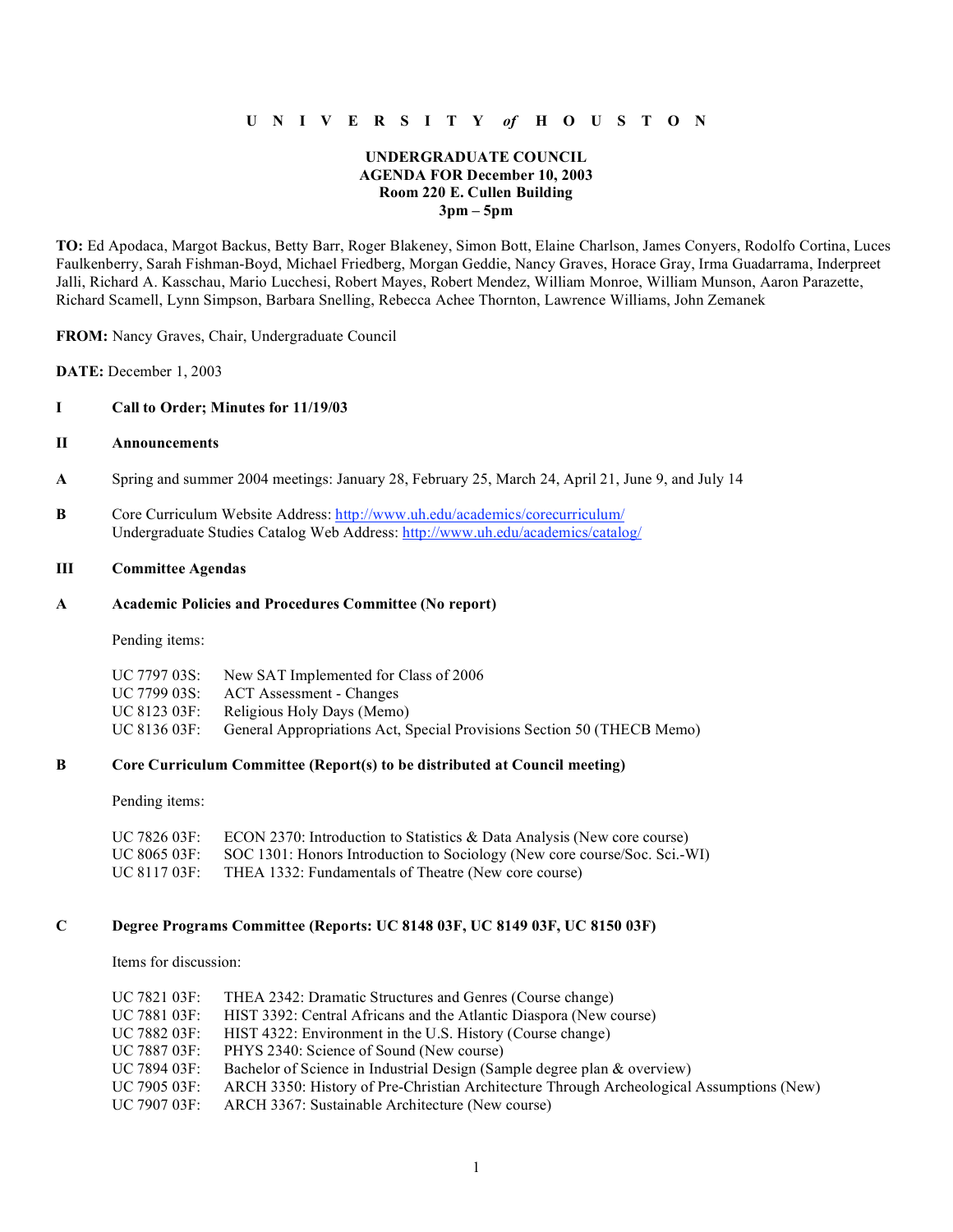**U N I V E R S I T Y *of* H O U S T O N**

**UNDERGRADUATE COUNCIL**
**AGENDA FOR December 10, 2003**
**Room 220 E. Cullen Building**
**3pm – 5pm**

**TO:** Ed Apodaca, Margot Backus, Betty Barr, Roger Blakeney, Simon Bott, Elaine Charlson, James Conyers, Rodolfo Cortina, Luces Faulkenberry, Sarah Fishman-Boyd, Michael Friedberg, Morgan Geddie, Nancy Graves, Horace Gray, Irma Guadarrama, Inderpreet Jalli, Richard A. Kasschau, Mario Lucchesi, Robert Mayes, Robert Mendez, William Monroe, William Munson, Aaron Parazette, Richard Scamell, Lynn Simpson, Barbara Snelling, Rebecca Achee Thornton, Lawrence Williams, John Zemanek

**FROM:** Nancy Graves, Chair, Undergraduate Council

**DATE:** December 1, 2003

**I Call to Order; Minutes for 11/19/03**

**II Announcements**

**A** Spring and summer 2004 meetings: January 28, February 25, March 24, April 21, June 9, and July 14

**B** Core Curriculum Website Address: http://www.uh.edu/academics/corecurriculum/
Undergraduate Studies Catalog Web Address: http://www.uh.edu/academics/catalog/

**III Committee Agendas**

**A Academic Policies and Procedures Committee (No report)**

Pending items:

UC 7797 03S: New SAT Implemented for Class of 2006
UC 7799 03S: ACT Assessment - Changes
UC 8123 03F: Religious Holy Days (Memo)
UC 8136 03F: General Appropriations Act, Special Provisions Section 50 (THECB Memo)

**B Core Curriculum Committee (Report(s) to be distributed at Council meeting)**

Pending items:

UC 7826 03F: ECON 2370: Introduction to Statistics & Data Analysis (New core course)
UC 8065 03F: SOC 1301: Honors Introduction to Sociology (New core course/Soc. Sci.-WI)
UC 8117 03F: THEA 1332: Fundamentals of Theatre (New core course)

**C Degree Programs Committee (Reports: UC 8148 03F, UC 8149 03F, UC 8150 03F)**

Items for discussion:

UC 7821 03F: THEA 2342: Dramatic Structures and Genres (Course change)
UC 7881 03F: HIST 3392: Central Africans and the Atlantic Diaspora (New course)
UC 7882 03F: HIST 4322: Environment in the U.S. History (Course change)
UC 7887 03F: PHYS 2340: Science of Sound (New course)
UC 7894 03F: Bachelor of Science in Industrial Design (Sample degree plan & overview)
UC 7905 03F: ARCH 3350: History of Pre-Christian Architecture Through Archeological Assumptions (New)
UC 7907 03F: ARCH 3367: Sustainable Architecture (New course)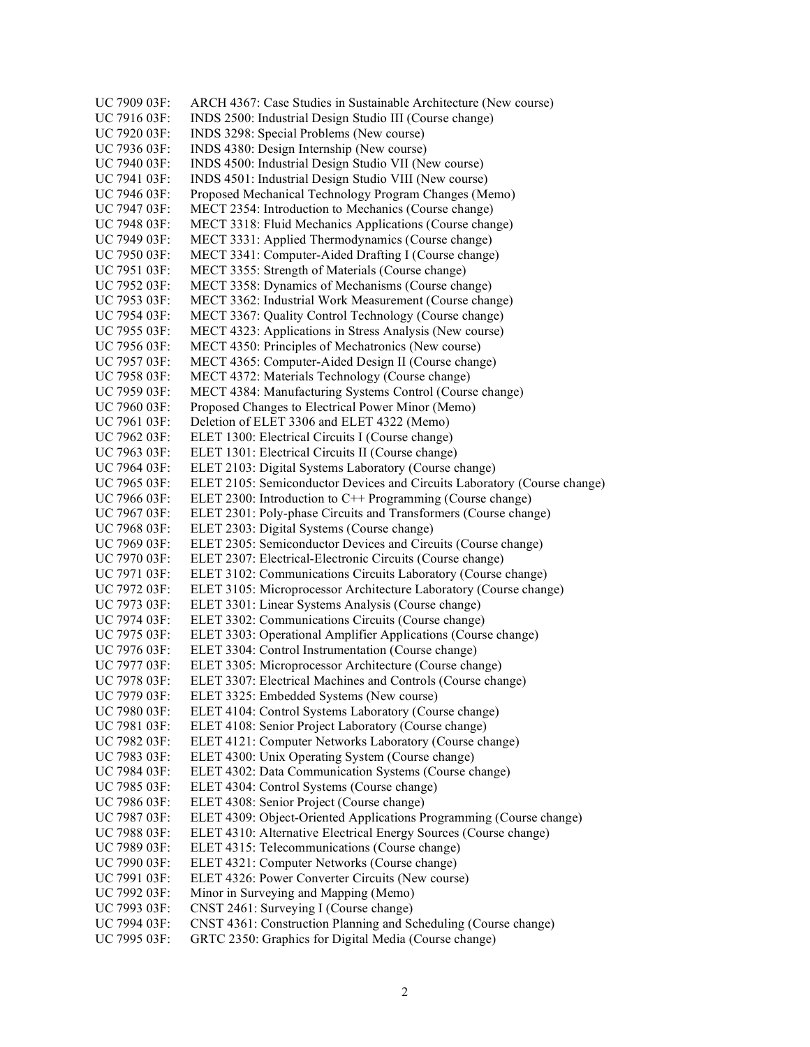UC 7909 03F: ARCH 4367: Case Studies in Sustainable Architecture (New course)
UC 7916 03F: INDS 2500: Industrial Design Studio III (Course change)
UC 7920 03F: INDS 3298: Special Problems (New course)
UC 7936 03F: INDS 4380: Design Internship (New course)
UC 7940 03F: INDS 4500: Industrial Design Studio VII (New course)
UC 7941 03F: INDS 4501: Industrial Design Studio VIII (New course)
UC 7946 03F: Proposed Mechanical Technology Program Changes (Memo)
UC 7947 03F: MECT 2354: Introduction to Mechanics (Course change)
UC 7948 03F: MECT 3318: Fluid Mechanics Applications (Course change)
UC 7949 03F: MECT 3331: Applied Thermodynamics (Course change)
UC 7950 03F: MECT 3341: Computer-Aided Drafting I (Course change)
UC 7951 03F: MECT 3355: Strength of Materials (Course change)
UC 7952 03F: MECT 3358: Dynamics of Mechanisms (Course change)
UC 7953 03F: MECT 3362: Industrial Work Measurement (Course change)
UC 7954 03F: MECT 3367: Quality Control Technology (Course change)
UC 7955 03F: MECT 4323: Applications in Stress Analysis (New course)
UC 7956 03F: MECT 4350: Principles of Mechatronics (New course)
UC 7957 03F: MECT 4365: Computer-Aided Design II (Course change)
UC 7958 03F: MECT 4372: Materials Technology (Course change)
UC 7959 03F: MECT 4384: Manufacturing Systems Control (Course change)
UC 7960 03F: Proposed Changes to Electrical Power Minor (Memo)
UC 7961 03F: Deletion of ELET 3306 and ELET 4322 (Memo)
UC 7962 03F: ELET 1300: Electrical Circuits I (Course change)
UC 7963 03F: ELET 1301: Electrical Circuits II (Course change)
UC 7964 03F: ELET 2103: Digital Systems Laboratory (Course change)
UC 7965 03F: ELET 2105: Semiconductor Devices and Circuits Laboratory (Course change)
UC 7966 03F: ELET 2300: Introduction to C++ Programming (Course change)
UC 7967 03F: ELET 2301: Poly-phase Circuits and Transformers (Course change)
UC 7968 03F: ELET 2303: Digital Systems (Course change)
UC 7969 03F: ELET 2305: Semiconductor Devices and Circuits (Course change)
UC 7970 03F: ELET 2307: Electrical-Electronic Circuits (Course change)
UC 7971 03F: ELET 3102: Communications Circuits Laboratory (Course change)
UC 7972 03F: ELET 3105: Microprocessor Architecture Laboratory (Course change)
UC 7973 03F: ELET 3301: Linear Systems Analysis (Course change)
UC 7974 03F: ELET 3302: Communications Circuits (Course change)
UC 7975 03F: ELET 3303: Operational Amplifier Applications (Course change)
UC 7976 03F: ELET 3304: Control Instrumentation (Course change)
UC 7977 03F: ELET 3305: Microprocessor Architecture (Course change)
UC 7978 03F: ELET 3307: Electrical Machines and Controls (Course change)
UC 7979 03F: ELET 3325: Embedded Systems (New course)
UC 7980 03F: ELET 4104: Control Systems Laboratory (Course change)
UC 7981 03F: ELET 4108: Senior Project Laboratory (Course change)
UC 7982 03F: ELET 4121: Computer Networks Laboratory (Course change)
UC 7983 03F: ELET 4300: Unix Operating System (Course change)
UC 7984 03F: ELET 4302: Data Communication Systems (Course change)
UC 7985 03F: ELET 4304: Control Systems (Course change)
UC 7986 03F: ELET 4308: Senior Project (Course change)
UC 7987 03F: ELET 4309: Object-Oriented Applications Programming (Course change)
UC 7988 03F: ELET 4310: Alternative Electrical Energy Sources (Course change)
UC 7989 03F: ELET 4315: Telecommunications (Course change)
UC 7990 03F: ELET 4321: Computer Networks (Course change)
UC 7991 03F: ELET 4326: Power Converter Circuits (New course)
UC 7992 03F: Minor in Surveying and Mapping (Memo)
UC 7993 03F: CNST 2461: Surveying I (Course change)
UC 7994 03F: CNST 4361: Construction Planning and Scheduling (Course change)
UC 7995 03F: GRTC 2350: Graphics for Digital Media (Course change)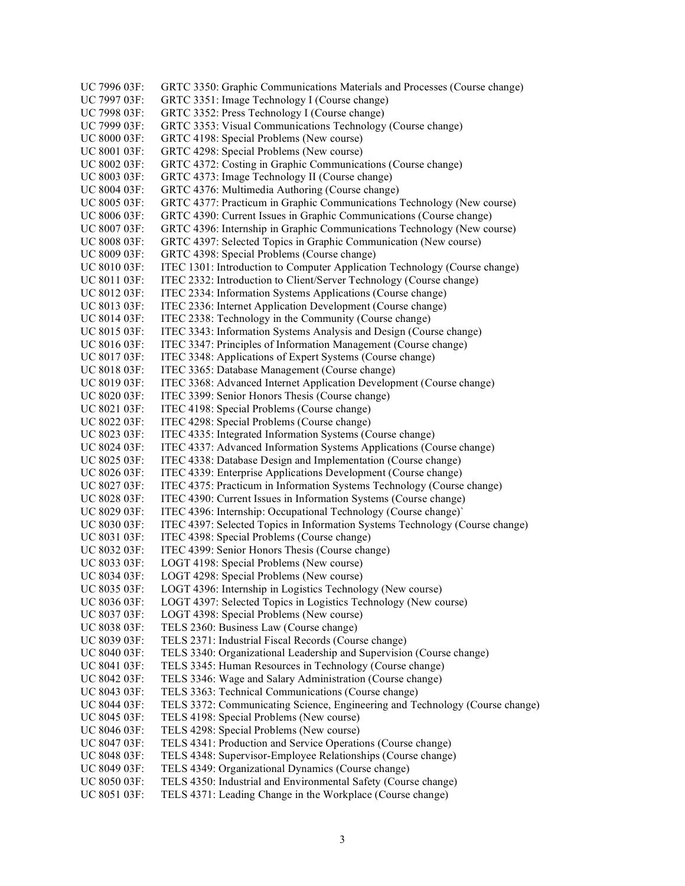UC 7996 03F: GRTC 3350: Graphic Communications Materials and Processes (Course change)
UC 7997 03F: GRTC 3351: Image Technology I (Course change)
UC 7998 03F: GRTC 3352: Press Technology I (Course change)
UC 7999 03F: GRTC 3353: Visual Communications Technology (Course change)
UC 8000 03F: GRTC 4198: Special Problems (New course)
UC 8001 03F: GRTC 4298: Special Problems (New course)
UC 8002 03F: GRTC 4372: Costing in Graphic Communications (Course change)
UC 8003 03F: GRTC 4373: Image Technology II (Course change)
UC 8004 03F: GRTC 4376: Multimedia Authoring (Course change)
UC 8005 03F: GRTC 4377: Practicum in Graphic Communications Technology (New course)
UC 8006 03F: GRTC 4390: Current Issues in Graphic Communications (Course change)
UC 8007 03F: GRTC 4396: Internship in Graphic Communications Technology (New course)
UC 8008 03F: GRTC 4397: Selected Topics in Graphic Communication (New course)
UC 8009 03F: GRTC 4398: Special Problems (Course change)
UC 8010 03F: ITEC 1301: Introduction to Computer Application Technology (Course change)
UC 8011 03F: ITEC 2332: Introduction to Client/Server Technology (Course change)
UC 8012 03F: ITEC 2334: Information Systems Applications (Course change)
UC 8013 03F: ITEC 2336: Internet Application Development (Course change)
UC 8014 03F: ITEC 2338: Technology in the Community (Course change)
UC 8015 03F: ITEC 3343: Information Systems Analysis and Design (Course change)
UC 8016 03F: ITEC 3347: Principles of Information Management (Course change)
UC 8017 03F: ITEC 3348: Applications of Expert Systems (Course change)
UC 8018 03F: ITEC 3365: Database Management (Course change)
UC 8019 03F: ITEC 3368: Advanced Internet Application Development (Course change)
UC 8020 03F: ITEC 3399: Senior Honors Thesis (Course change)
UC 8021 03F: ITEC 4198: Special Problems (Course change)
UC 8022 03F: ITEC 4298: Special Problems (Course change)
UC 8023 03F: ITEC 4335: Integrated Information Systems (Course change)
UC 8024 03F: ITEC 4337: Advanced Information Systems Applications (Course change)
UC 8025 03F: ITEC 4338: Database Design and Implementation (Course change)
UC 8026 03F: ITEC 4339: Enterprise Applications Development (Course change)
UC 8027 03F: ITEC 4375: Practicum in Information Systems Technology (Course change)
UC 8028 03F: ITEC 4390: Current Issues in Information Systems (Course change)
UC 8029 03F: ITEC 4396: Internship: Occupational Technology (Course change)`
UC 8030 03F: ITEC 4397: Selected Topics in Information Systems Technology (Course change)
UC 8031 03F: ITEC 4398: Special Problems (Course change)
UC 8032 03F: ITEC 4399: Senior Honors Thesis (Course change)
UC 8033 03F: LOGT 4198: Special Problems (New course)
UC 8034 03F: LOGT 4298: Special Problems (New course)
UC 8035 03F: LOGT 4396: Internship in Logistics Technology (New course)
UC 8036 03F: LOGT 4397: Selected Topics in Logistics Technology (New course)
UC 8037 03F: LOGT 4398: Special Problems (New course)
UC 8038 03F: TELS 2360: Business Law (Course change)
UC 8039 03F: TELS 2371: Industrial Fiscal Records (Course change)
UC 8040 03F: TELS 3340: Organizational Leadership and Supervision (Course change)
UC 8041 03F: TELS 3345: Human Resources in Technology (Course change)
UC 8042 03F: TELS 3346: Wage and Salary Administration (Course change)
UC 8043 03F: TELS 3363: Technical Communications (Course change)
UC 8044 03F: TELS 3372: Communicating Science, Engineering and Technology (Course change)
UC 8045 03F: TELS 4198: Special Problems (New course)
UC 8046 03F: TELS 4298: Special Problems (New course)
UC 8047 03F: TELS 4341: Production and Service Operations (Course change)
UC 8048 03F: TELS 4348: Supervisor-Employee Relationships (Course change)
UC 8049 03F: TELS 4349: Organizational Dynamics (Course change)
UC 8050 03F: TELS 4350: Industrial and Environmental Safety (Course change)
UC 8051 03F: TELS 4371: Leading Change in the Workplace (Course change)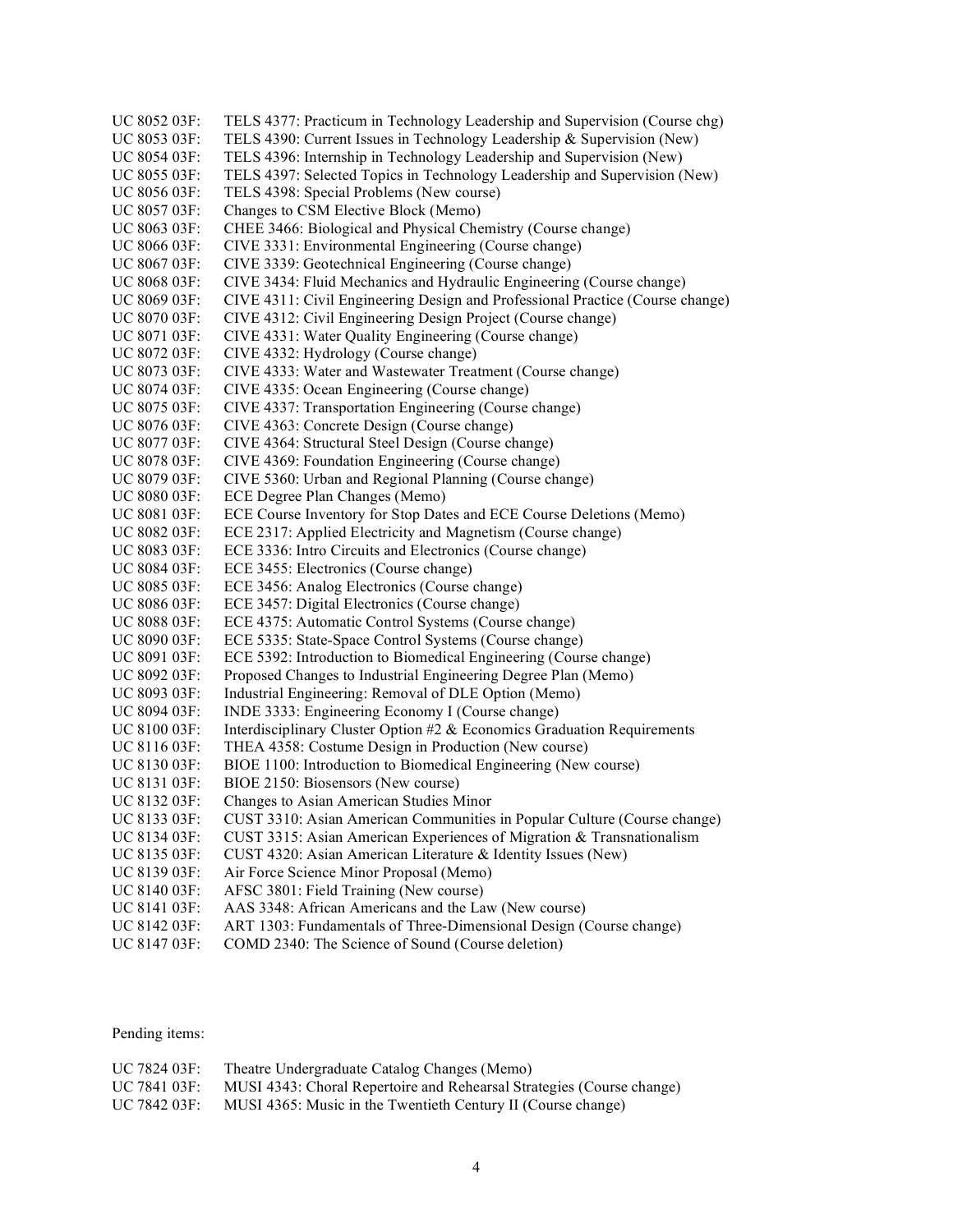UC 8052 03F: TELS 4377: Practicum in Technology Leadership and Supervision (Course chg)
UC 8053 03F: TELS 4390: Current Issues in Technology Leadership & Supervision (New)
UC 8054 03F: TELS 4396: Internship in Technology Leadership and Supervision (New)
UC 8055 03F: TELS 4397: Selected Topics in Technology Leadership and Supervision (New)
UC 8056 03F: TELS 4398: Special Problems (New course)
UC 8057 03F: Changes to CSM Elective Block (Memo)
UC 8063 03F: CHEE 3466: Biological and Physical Chemistry (Course change)
UC 8066 03F: CIVE 3331: Environmental Engineering (Course change)
UC 8067 03F: CIVE 3339: Geotechnical Engineering (Course change)
UC 8068 03F: CIVE 3434: Fluid Mechanics and Hydraulic Engineering (Course change)
UC 8069 03F: CIVE 4311: Civil Engineering Design and Professional Practice (Course change)
UC 8070 03F: CIVE 4312: Civil Engineering Design Project (Course change)
UC 8071 03F: CIVE 4331: Water Quality Engineering (Course change)
UC 8072 03F: CIVE 4332: Hydrology (Course change)
UC 8073 03F: CIVE 4333: Water and Wastewater Treatment (Course change)
UC 8074 03F: CIVE 4335: Ocean Engineering (Course change)
UC 8075 03F: CIVE 4337: Transportation Engineering (Course change)
UC 8076 03F: CIVE 4363: Concrete Design (Course change)
UC 8077 03F: CIVE 4364: Structural Steel Design (Course change)
UC 8078 03F: CIVE 4369: Foundation Engineering (Course change)
UC 8079 03F: CIVE 5360: Urban and Regional Planning (Course change)
UC 8080 03F: ECE Degree Plan Changes (Memo)
UC 8081 03F: ECE Course Inventory for Stop Dates and ECE Course Deletions (Memo)
UC 8082 03F: ECE 2317: Applied Electricity and Magnetism (Course change)
UC 8083 03F: ECE 3336: Intro Circuits and Electronics (Course change)
UC 8084 03F: ECE 3455: Electronics (Course change)
UC 8085 03F: ECE 3456: Analog Electronics (Course change)
UC 8086 03F: ECE 3457: Digital Electronics (Course change)
UC 8088 03F: ECE 4375: Automatic Control Systems (Course change)
UC 8090 03F: ECE 5335: State-Space Control Systems (Course change)
UC 8091 03F: ECE 5392: Introduction to Biomedical Engineering (Course change)
UC 8092 03F: Proposed Changes to Industrial Engineering Degree Plan (Memo)
UC 8093 03F: Industrial Engineering: Removal of DLE Option (Memo)
UC 8094 03F: INDE 3333: Engineering Economy I (Course change)
UC 8100 03F: Interdisciplinary Cluster Option #2 & Economics Graduation Requirements
UC 8116 03F: THEA 4358: Costume Design in Production (New course)
UC 8130 03F: BIOE 1100: Introduction to Biomedical Engineering (New course)
UC 8131 03F: BIOE 2150: Biosensors (New course)
UC 8132 03F: Changes to Asian American Studies Minor
UC 8133 03F: CUST 3310: Asian American Communities in Popular Culture (Course change)
UC 8134 03F: CUST 3315: Asian American Experiences of Migration & Transnationalism
UC 8135 03F: CUST 4320: Asian American Literature & Identity Issues (New)
UC 8139 03F: Air Force Science Minor Proposal (Memo)
UC 8140 03F: AFSC 3801: Field Training (New course)
UC 8141 03F: AAS 3348: African Americans and the Law (New course)
UC 8142 03F: ART 1303: Fundamentals of Three-Dimensional Design (Course change)
UC 8147 03F: COMD 2340: The Science of Sound (Course deletion)

Pending items:

UC 7824 03F: Theatre Undergraduate Catalog Changes (Memo)
UC 7841 03F: MUSI 4343: Choral Repertoire and Rehearsal Strategies (Course change)
UC 7842 03F: MUSI 4365: Music in the Twentieth Century II (Course change)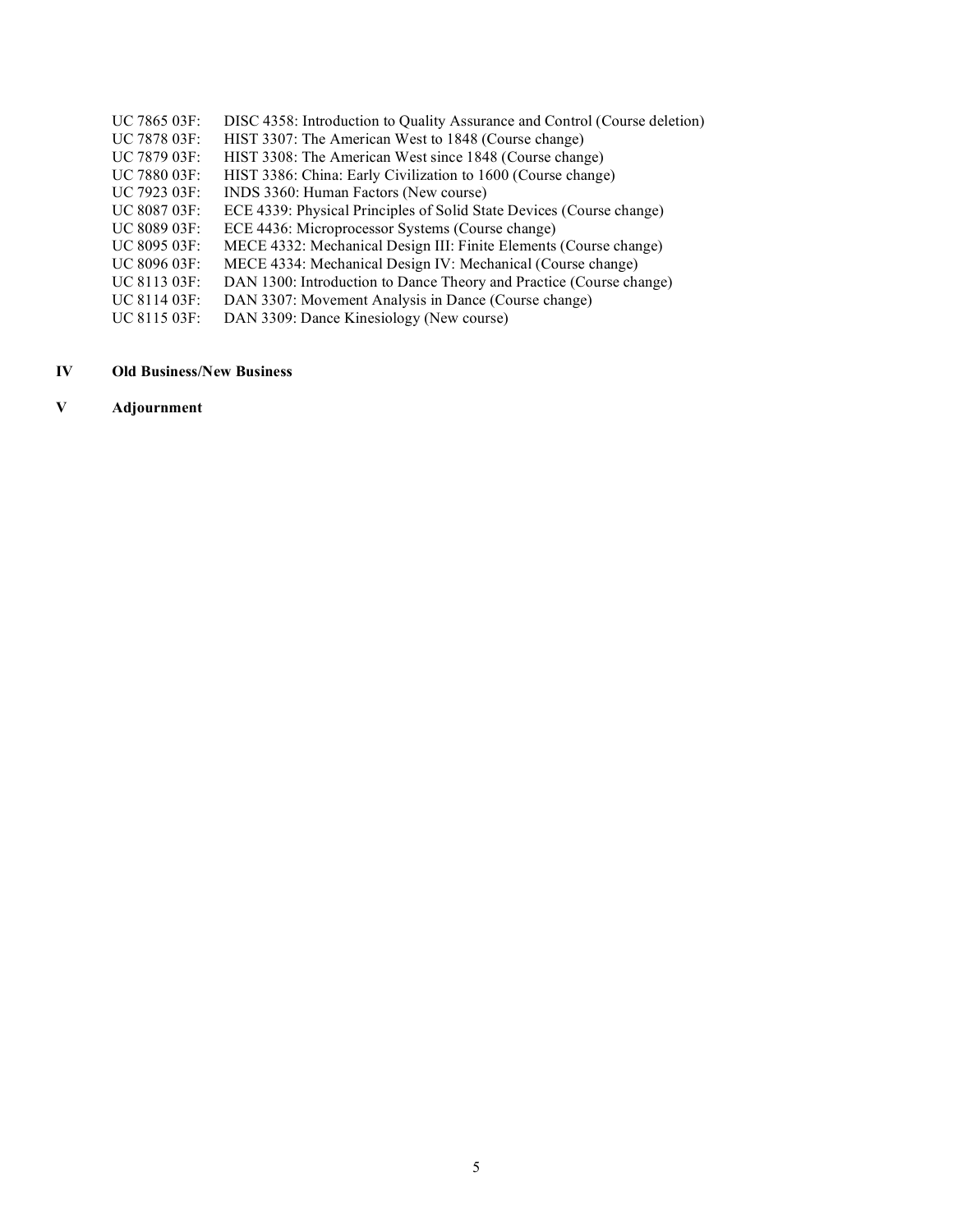UC 7865 03F: DISC 4358: Introduction to Quality Assurance and Control (Course deletion)
UC 7878 03F: HIST 3307: The American West to 1848 (Course change)
UC 7879 03F: HIST 3308: The American West since 1848 (Course change)
UC 7880 03F: HIST 3386: China: Early Civilization to 1600 (Course change)
UC 7923 03F: INDS 3360: Human Factors (New course)
UC 8087 03F: ECE 4339: Physical Principles of Solid State Devices (Course change)
UC 8089 03F: ECE 4436: Microprocessor Systems (Course change)
UC 8095 03F: MECE 4332: Mechanical Design III: Finite Elements (Course change)
UC 8096 03F: MECE 4334: Mechanical Design IV: Mechanical (Course change)
UC 8113 03F: DAN 1300: Introduction to Dance Theory and Practice (Course change)
UC 8114 03F: DAN 3307: Movement Analysis in Dance (Course change)
UC 8115 03F: DAN 3309: Dance Kinesiology (New course)

**IV Old Business/New Business**

**V Adjournment**